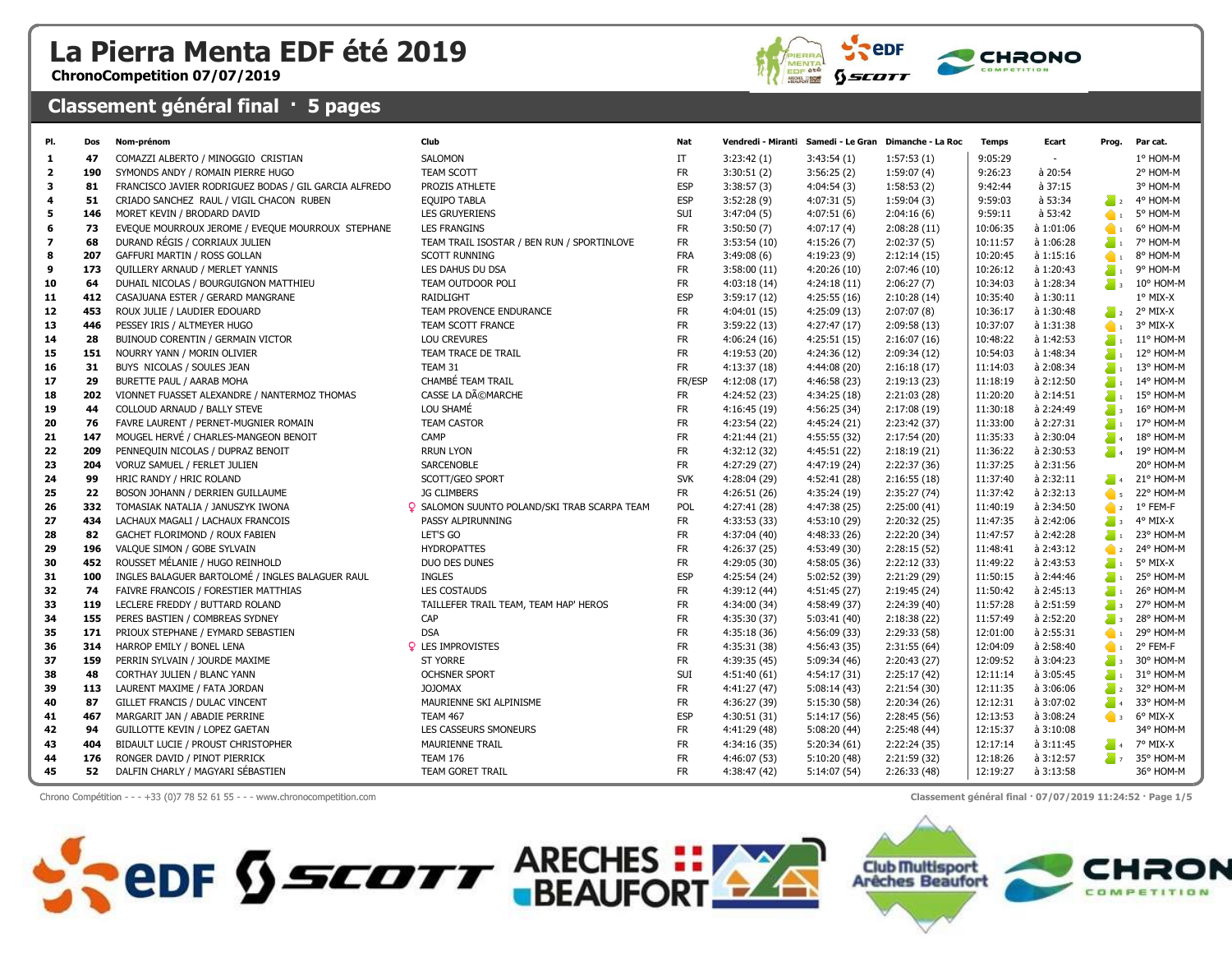# La Pierra Menta EDF été 2019

**ChronoCompetition 07/07/2019**

## Classement général final · 5 pages

| Pl. | Dos | Nom-prénom | Club | Nat | Vendredi - Miranti | Samedi - Le Gran | Dimanche - La Roc | Temps | Ecart | Prog. | Par cat. |
|---|---|---|---|---|---|---|---|---|---|---|---|
| 1 | 47 | COMAZZI ALBERTO / MINOGGIO CRISTIAN | SALOMON | IT | 3:23:42 (1) | 3:43:54 (1) | 1:57:53 (1) | 9:05:29 | - | | 1° HOM-M |
| 2 | 190 | SYMONDS ANDY / ROMAIN PIERRE HUGO | TEAM SCOTT | FR | 3:30:51 (2) | 3:56:25 (2) | 1:59:07 (4) | 9:26:23 | à 20:54 | | 2° HOM-M |
| 3 | 81 | FRANCISCO JAVIER RODRIGUEZ BODAS / GIL GARCIA ALFREDO | PROZIS ATHLETE | ESP | 3:38:57 (3) | 4:04:54 (3) | 1:58:53 (2) | 9:42:44 | à 37:15 | | 3° HOM-M |
| 4 | 51 | CRIADO SANCHEZ RAUL / VIGIL CHACON RUBEN | EQUIPO TABLA | ESP | 3:52:28 (9) | 4:07:31 (5) | 1:59:04 (3) | 9:59:03 | à 53:34 | 2 | 4° HOM-M |
| 5 | 146 | MORET KEVIN / BRODARD DAVID | LES GRUYERIENS | SUI | 3:47:04 (5) | 4:07:51 (6) | 2:04:16 (6) | 9:59:11 | à 53:42 | 1 | 5° HOM-M |
| 6 | 73 | EVEQUE MOURROUX JEROME / EVEQUE MOURROUX STEPHANE | LES FRANGINS | FR | 3:50:50 (7) | 4:07:17 (4) | 2:08:28 (11) | 10:06:35 | à 1:01:06 | 1 | 6° HOM-M |
| 7 | 68 | DURAND RÉGIS / CORRIAUX JULIEN | TEAM TRAIL ISOSTAR / BEN RUN / SPORTINLOVE | FR | 3:53:54 (10) | 4:15:26 (7) | 2:02:37 (5) | 10:11:57 | à 1:06:28 | 1 | 7° HOM-M |
| 8 | 207 | GAFFURI MARTIN / ROSS GOLLAN | SCOTT RUNNING | FRA | 3:49:08 (6) | 4:19:23 (9) | 2:12:14 (15) | 10:20:45 | à 1:15:16 | 1 | 8° HOM-M |
| 9 | 173 | QUILLERY ARNAUD / MERLET YANNIS | LES DAHUS DU DSA | FR | 3:58:00 (11) | 4:20:26 (10) | 2:07:46 (10) | 10:26:12 | à 1:20:43 | 1 | 9° HOM-M |
| 10 | 64 | DUHAIL NICOLAS / BOURGUIGNON MATTHIEU | TEAM OUTDOOR POLI | FR | 4:03:18 (14) | 4:24:18 (11) | 2:06:27 (7) | 10:34:03 | à 1:28:34 | 3 | 10° HOM-M |
| 11 | 412 | CASAJUANA ESTER / GERARD MANGRANE | RAIDLIGHT | ESP | 3:59:17 (12) | 4:25:55 (16) | 2:10:28 (14) | 10:35:40 | à 1:30:11 | | 1° MIX-X |
| 12 | 453 | ROUX JULIE / LAUDIER EDOUARD | TEAM PROVENCE ENDURANCE | FR | 4:04:01 (15) | 4:25:09 (13) | 2:07:07 (8) | 10:36:17 | à 1:30:48 | 2 | 2° MIX-X |
| 13 | 446 | PESSEY IRIS / ALTMEYER HUGO | TEAM SCOTT FRANCE | FR | 3:59:22 (13) | 4:27:47 (17) | 2:09:58 (13) | 10:37:07 | à 1:31:38 | 1 | 3° MIX-X |
| 14 | 28 | BUINOUD CORENTIN / GERMAIN VICTOR | LOU CREVURES | FR | 4:06:24 (16) | 4:25:51 (15) | 2:16:07 (16) | 10:48:22 | à 1:42:53 | 1 | 11° HOM-M |
| 15 | 151 | NOURRY YANN / MORIN OLIVIER | TEAM TRACE DE TRAIL | FR | 4:19:53 (20) | 4:24:36 (12) | 2:09:34 (12) | 10:54:03 | à 1:48:34 | 1 | 12° HOM-M |
| 16 | 31 | BUYS NICOLAS / SOULES JEAN | TEAM 31 | FR | 4:13:37 (18) | 4:44:08 (20) | 2:16:18 (17) | 11:14:03 | à 2:08:34 | 1 | 13° HOM-M |
| 17 | 29 | BURETTE PAUL / AARAB MOHA | CHAMBÉ TEAM TRAIL | FR/ESP | 4:12:08 (17) | 4:46:58 (23) | 2:19:13 (23) | 11:18:19 | à 2:12:50 | 1 | 14° HOM-M |
| 18 | 202 | VIONNET FUASSET ALEXANDRE / NANTERMOZ THOMAS | CASSE LA DÃ©MARCHE | FR | 4:24:52 (23) | 4:34:25 (18) | 2:21:03 (28) | 11:20:20 | à 2:14:51 | 1 | 15° HOM-M |
| 19 | 44 | COLLOUD ARNAUD / BALLY STEVE | LOU SHAMÉ | FR | 4:16:45 (19) | 4:56:25 (34) | 2:17:08 (19) | 11:30:18 | à 2:24:49 | 3 | 16° HOM-M |
| 20 | 76 | FAVRE LAURENT / PERNET-MUGNIER ROMAIN | TEAM CASTOR | FR | 4:23:54 (22) | 4:45:24 (21) | 2:23:42 (37) | 11:33:00 | à 2:27:31 | 1 | 17° HOM-M |
| 21 | 147 | MOUGEL HERVÉ / CHARLES-MANGEON BENOIT | CAMP | FR | 4:21:44 (21) | 4:55:55 (32) | 2:17:54 (20) | 11:35:33 | à 2:30:04 | 4 | 18° HOM-M |
| 22 | 209 | PENNEQUIN NICOLAS / DUPRAZ BENOIT | RRUN LYON | FR | 4:32:12 (32) | 4:45:51 (22) | 2:18:19 (21) | 11:36:22 | à 2:30:53 | 4 | 19° HOM-M |
| 23 | 204 | VORUZ SAMUEL / FERT JULIEN | SARCENOBLE | FR | 4:27:29 (27) | 4:47:19 (24) | 2:22:37 (36) | 11:37:25 | à 2:31:56 | | 20° HOM-M |
| 24 | 99 | HRIC RANDY / HRIC ROLAND | SCOTT/GEO SPORT | SVK | 4:28:04 (29) | 4:52:41 (28) | 2:16:55 (18) | 11:37:40 | à 2:32:11 | 4 | 21° HOM-M |
| 25 | 22 | BOSON JOHANN / DERRIEN GUILLAUME | JG CLIMBERS | FR | 4:26:51 (26) | 4:35:24 (19) | 2:35:27 (74) | 11:37:42 | à 2:32:13 | 5 | 22° HOM-M |
| 26 | 332 | TOMASIAK NATALIA / JANUSZYK IWONA | ♀ SALOMON SUUNTO POLAND/SKI TRAB SCARPA TEAM | POL | 4:27:41 (28) | 4:47:38 (25) | 2:25:00 (41) | 11:40:19 | à 2:34:50 | 2 | 1° FEM-F |
| 27 | 434 | LACHAUX MAGALI / LACHAUX FRANCOIS | PASSY ALPIRUNNING | FR | 4:33:53 (33) | 4:53:10 (29) | 2:20:32 (25) | 11:47:35 | à 2:42:06 | 3 | 4° MIX-X |
| 28 | 82 | GACHET FLORIMOND / ROUX FABIEN | LET'S GO | FR | 4:37:04 (40) | 4:48:33 (26) | 2:22:20 (34) | 11:47:57 | à 2:42:28 | 1 | 23° HOM-M |
| 29 | 196 | VALQUE SIMON / GOBE SYLVAIN | HYDROPATTES | FR | 4:26:37 (25) | 4:53:49 (30) | 2:28:15 (52) | 11:48:41 | à 2:43:12 | 2 | 24° HOM-M |
| 30 | 452 | ROUSSET MÉLANIE / HUGO REINHOLD | DUO DES DUNES | FR | 4:29:05 (30) | 4:58:05 (36) | 2:22:12 (33) | 11:49:22 | à 2:43:53 | 1 | 5° MIX-X |
| 31 | 100 | INGLES BALAGUER BARTOLOMÉ / INGLES BALAGUER RAUL | INGLES | ESP | 4:25:54 (24) | 5:02:52 (39) | 2:21:29 (29) | 11:50:15 | à 2:44:46 | 1 | 25° HOM-M |
| 32 | 74 | FAIVRE FRANCOIS / FORESTIER MATTHIAS | LES COSTAUDS | FR | 4:39:12 (44) | 4:51:45 (27) | 2:19:45 (24) | 11:50:42 | à 2:45:13 | 1 | 26° HOM-M |
| 33 | 119 | LECLERE FREDDY / BUTTARD ROLAND | TAILLEFER TRAIL TEAM, TEAM HAP' HEROS | FR | 4:34:00 (34) | 4:58:49 (37) | 2:24:39 (40) | 11:57:28 | à 2:51:59 | 3 | 27° HOM-M |
| 34 | 155 | PERES BASTIEN / COMBREAS SYDNEY | CAP | FR | 4:35:30 (37) | 5:03:41 (40) | 2:18:38 (22) | 11:57:49 | à 2:52:20 | 3 | 28° HOM-M |
| 35 | 171 | PRIOUX STEPHANE / EYMARD SEBASTIEN | DSA | FR | 4:35:18 (36) | 4:56:09 (33) | 2:29:33 (58) | 12:01:00 | à 2:55:31 | 1 | 29° HOM-M |
| 36 | 314 | HARROP EMILY / BONEL LENA | ♀ LES IMPROVISTES | FR | 4:35:31 (38) | 4:56:43 (35) | 2:31:55 (64) | 12:04:09 | à 2:58:40 | 1 | 2° FEM-F |
| 37 | 159 | PERRIN SYLVAIN / JOURDE MAXIME | ST YORRE | FR | 4:39:35 (45) | 5:09:34 (46) | 2:20:43 (27) | 12:09:52 | à 3:04:23 | 3 | 30° HOM-M |
| 38 | 48 | CORTHAY JULIEN / BLANC YANN | OCHSNER SPORT | SUI | 4:51:40 (61) | 4:54:17 (31) | 2:25:17 (42) | 12:11:14 | à 3:05:45 | 1 | 31° HOM-M |
| 39 | 113 | LAURENT MAXIME / FATA JORDAN | JOJOMAX | FR | 4:41:27 (47) | 5:08:14 (43) | 2:21:54 (30) | 12:11:35 | à 3:06:06 | 2 | 32° HOM-M |
| 40 | 87 | GILLET FRANCIS / DULAC VINCENT | MAURIENNE SKI ALPINISME | FR | 4:36:27 (39) | 5:15:30 (58) | 2:20:34 (26) | 12:12:31 | à 3:07:02 | 4 | 33° HOM-M |
| 41 | 467 | MARGARIT JAN / ABADIE PERRINE | TEAM 467 | ESP | 4:30:51 (31) | 5:14:17 (56) | 2:28:45 (56) | 12:13:53 | à 3:08:24 | 3 | 6° MIX-X |
| 42 | 94 | GUILLOTTE KEVIN / LOPEZ GAETAN | LES CASSEURS SMONEURS | FR | 4:41:29 (48) | 5:08:20 (44) | 2:25:48 (44) | 12:15:37 | à 3:10:08 | | 34° HOM-M |
| 43 | 404 | BIDAULT LUCIE / PROUST CHRISTOPHER | MAURIENNE TRAIL | FR | 4:34:16 (35) | 5:20:34 (61) | 2:22:24 (35) | 12:17:14 | à 3:11:45 | 4 | 7° MIX-X |
| 44 | 176 | RONGER DAVID / PINOT PIERRICK | TEAM 176 | FR | 4:46:07 (53) | 5:10:20 (48) | 2:21:59 (32) | 12:18:26 | à 3:12:57 | 7 | 35° HOM-M |
| 45 | 52 | DALFIN CHARLY / MAGYARI SÉBASTIEN | TEAM GORET TRAIL | FR | 4:38:47 (42) | 5:14:07 (54) | 2:26:33 (48) | 12:19:27 | à 3:13:58 | | 36° HOM-M |

Chrono Compétition - - - +33 (0)7 78 52 61 55 - - - www.chronocompetition.com

Classement général final · 07/07/2019 11:24:52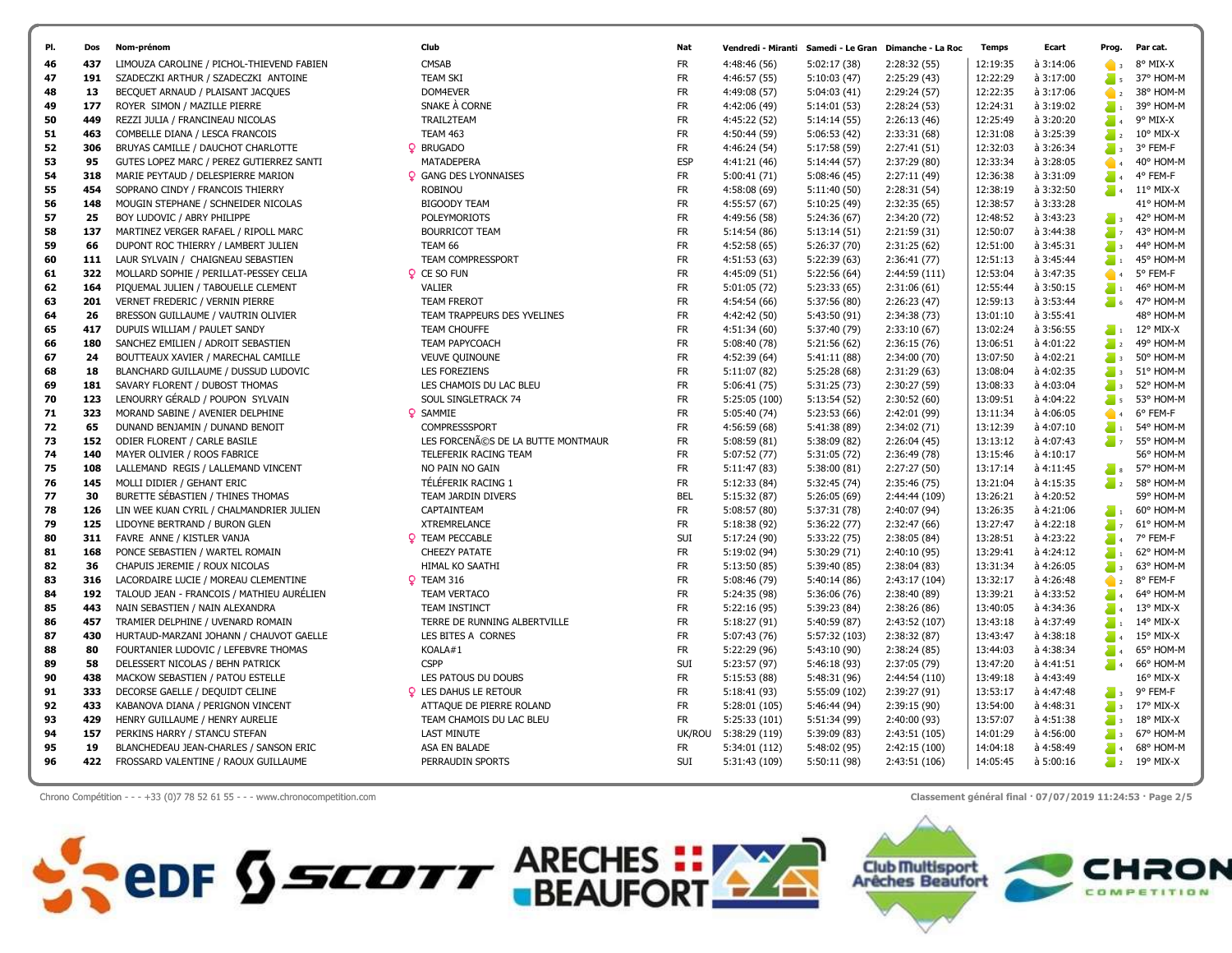| Pl. | Dos | Nom-prénom | Club | Nat | Vendredi - Miranti | Samedi - Le Gran | Dimanche - La Roc | Temps | Ecart | Prog. | Par cat. |
|---|---|---|---|---|---|---|---|---|---|---|---|
| 46 | 437 | LIMOUZA CAROLINE / PICHOL-THIEVEND FABIEN | CMSAB | FR | 4:48:46 (56) | 5:02:17 (38) | 2:28:32 (55) | 12:19:35 | à 3:14:06 | 3 | 8° MIX-X |
| 47 | 191 | SZADECZKI ARTHUR / SZADECZKI ANTOINE | TEAM SKI | FR | 4:46:57 (55) | 5:10:03 (47) | 2:25:29 (43) | 12:22:29 | à 3:17:00 | 5 | 37° HOM-M |
| 48 | 13 | BECQUET ARNAUD / PLAISANT JACQUES | DOM4EVER | FR | 4:49:08 (57) | 5:04:03 (41) | 2:29:24 (57) | 12:22:35 | à 3:17:06 | 2 | 38° HOM-M |
| 49 | 177 | ROYER SIMON / MAZILLE PIERRE | SNAKE À CORNE | FR | 4:42:06 (49) | 5:14:01 (53) | 2:28:24 (53) | 12:24:31 | à 3:19:02 | 1 | 39° HOM-M |
| 50 | 449 | REZZI JULIA / FRANCINEAU NICOLAS | TRAIL2TEAM | FR | 4:45:22 (52) | 5:14:14 (55) | 2:26:13 (46) | 12:25:49 | à 3:20:20 | 4 | 9° MIX-X |
| 51 | 463 | COMBELLE DIANA / LESCA FRANCOIS | TEAM 463 | FR | 4:50:44 (59) | 5:06:53 (42) | 2:33:31 (68) | 12:31:08 | à 3:25:39 | 2 | 10° MIX-X |
| 52 | 306 | BRUYAS CAMILLE / DAUCHOT CHARLOTTE | ♀ BRUGADO | FR | 4:46:24 (54) | 5:17:58 (59) | 2:27:41 (51) | 12:32:03 | à 3:26:34 | 3 | 3° FEM-F |
| 53 | 95 | GUTES LOPEZ MARC / PEREZ GUTIERREZ SANTI | MATADEPERA | ESP | 4:41:21 (46) | 5:14:44 (57) | 2:37:29 (80) | 12:33:34 | à 3:28:05 | 4 | 40° HOM-M |
| 54 | 318 | MARIE PEYTAUD / DELESPIERRE MARION | ♀ GANG DES LYONNAISES | FR | 5:00:41 (71) | 5:08:46 (45) | 2:27:11 (49) | 12:36:38 | à 3:31:09 | 4 | 4° FEM-F |
| 55 | 454 | SOPRANO CINDY / FRANCOIS THIERRY | ROBINOU | FR | 4:58:08 (69) | 5:11:40 (50) | 2:28:31 (54) | 12:38:19 | à 3:32:50 | 4 | 11° MIX-X |
| 56 | 148 | MOUGIN STEPHANE / SCHNEIDER NICOLAS | BIGOODY TEAM | FR | 4:55:57 (67) | 5:10:25 (49) | 2:32:35 (65) | 12:38:57 | à 3:33:28 | | 41° HOM-M |
| 57 | 25 | BOY LUDOVIC / ABRY PHILIPPE | POLEYMORIOTS | FR | 4:49:56 (58) | 5:24:36 (67) | 2:34:20 (72) | 12:48:52 | à 3:43:23 | 3 | 42° HOM-M |
| 58 | 137 | MARTINEZ VERGER RAFAEL / RIPOLL MARC | BOURRICOT TEAM | FR | 5:14:54 (86) | 5:13:14 (51) | 2:21:59 (31) | 12:50:07 | à 3:44:38 | 7 | 43° HOM-M |
| 59 | 66 | DUPONT ROC THIERRY / LAMBERT JULIEN | TEAM 66 | FR | 4:52:58 (65) | 5:26:37 (70) | 2:31:25 (62) | 12:51:00 | à 3:45:31 | 3 | 44° HOM-M |
| 60 | 111 | LAUR SYLVAIN / CHAIGNEAU SEBASTIEN | TEAM COMPRESSPORT | FR | 4:51:53 (63) | 5:22:39 (63) | 2:36:41 (77) | 12:51:13 | à 3:45:44 | 1 | 45° HOM-M |
| 61 | 322 | MOLLARD SOPHIE / PERILLAT-PESSEY CELIA | ♀ CE SO FUN | FR | 4:45:09 (51) | 5:22:56 (64) | 2:44:59 (111) | 12:53:04 | à 3:47:35 | 4 | 5° FEM-F |
| 62 | 164 | PIQUEMAL JULIEN / TABOUELLE CLEMENT | VALIER | FR | 5:01:05 (72) | 5:23:33 (65) | 2:31:06 (61) | 12:55:44 | à 3:50:15 | 1 | 46° HOM-M |
| 63 | 201 | VERNET FREDERIC / VERNIN PIERRE | TEAM FREROT | FR | 4:54:54 (66) | 5:37:56 (80) | 2:26:23 (47) | 12:59:13 | à 3:53:44 | 6 | 47° HOM-M |
| 64 | 26 | BRESSON GUILLAUME / VAUTRIN OLIVIER | TEAM TRAPPEURS DES YVELINES | FR | 4:42:42 (50) | 5:43:50 (91) | 2:34:38 (73) | 13:01:10 | à 3:55:41 | | 48° HOM-M |
| 65 | 417 | DUPUIS WILLIAM / PAULET SANDY | TEAM CHOUFFE | FR | 4:51:34 (60) | 5:37:40 (79) | 2:33:10 (67) | 13:02:24 | à 3:56:55 | 1 | 12° MIX-X |
| 66 | 180 | SANCHEZ EMILIEN / ADROIT SEBASTIEN | TEAM PAPYCOACH | FR | 5:08:40 (78) | 5:21:56 (62) | 2:36:15 (76) | 13:06:51 | à 4:01:22 | 2 | 49° HOM-M |
| 67 | 24 | BOUTTEAUX XAVIER / MARECHAL CAMILLE | VEUVE QUINOUNE | FR | 4:52:39 (64) | 5:41:11 (88) | 2:34:00 (70) | 13:07:50 | à 4:02:21 | 3 | 50° HOM-M |
| 68 | 18 | BLANCHARD GUILLAUME / DUSSUD LUDOVIC | LES FOREZIENS | FR | 5:11:07 (82) | 5:25:28 (68) | 2:31:29 (63) | 13:08:04 | à 4:02:35 | 3 | 51° HOM-M |
| 69 | 181 | SAVARY FLORENT / DUBOST THOMAS | LES CHAMOIS DU LAC BLEU | FR | 5:06:41 (75) | 5:31:25 (73) | 2:30:27 (59) | 13:08:33 | à 4:03:04 | 3 | 52° HOM-M |
| 70 | 123 | LENOURRY GÉRALD / POUPON SYLVAIN | SOUL SINGLETRACK 74 | FR | 5:25:05 (100) | 5:13:54 (52) | 2:30:52 (60) | 13:09:51 | à 4:04:22 | 5 | 53° HOM-M |
| 71 | 323 | MORAND SABINE / AVENIER DELPHINE | ♀ SAMMIE | FR | 5:05:40 (74) | 5:23:53 (66) | 2:42:01 (99) | 13:11:34 | à 4:06:05 | 4 | 6° FEM-F |
| 72 | 65 | DUNAND BENJAMIN / DUNAND BENOIT | COMPRESSSPORT | FR | 4:56:59 (68) | 5:41:38 (89) | 2:34:02 (71) | 13:12:39 | à 4:07:10 | 1 | 54° HOM-M |
| 73 | 152 | ODIER FLORENT / CARLE BASILE | LES FORCENÃ©S DE LA BUTTE MONTMAUR | FR | 5:08:59 (81) | 5:38:09 (82) | 2:26:04 (45) | 13:13:12 | à 4:07:43 | 7 | 55° HOM-M |
| 74 | 140 | MAYER OLIVIER / ROOS FABRICE | TELEFERIK RACING TEAM | FR | 5:07:52 (77) | 5:31:05 (72) | 2:36:49 (78) | 13:15:46 | à 4:10:17 | | 56° HOM-M |
| 75 | 108 | LALLEMAND REGIS / LALLEMAND VINCENT | NO PAIN NO GAIN | FR | 5:11:47 (83) | 5:38:00 (81) | 2:27:27 (50) | 13:17:14 | à 4:11:45 | 8 | 57° HOM-M |
| 76 | 145 | MOLLI DIDIER / GEHANT ERIC | TÉLÉFERIK RACING 1 | FR | 5:12:33 (84) | 5:32:45 (74) | 2:35:46 (75) | 13:21:04 | à 4:15:35 | 2 | 58° HOM-M |
| 77 | 30 | BURETTE SÉBASTIEN / THINES THOMAS | TEAM JARDIN DIVERS | BEL | 5:15:32 (87) | 5:26:05 (69) | 2:44:44 (109) | 13:26:21 | à 4:20:52 | | 59° HOM-M |
| 78 | 126 | LIN WEE KUAN CYRIL / CHALMANDRIER JULIEN | CAPTAINTEAM | FR | 5:08:57 (80) | 5:37:31 (78) | 2:40:07 (94) | 13:26:35 | à 4:21:06 | 1 | 60° HOM-M |
| 79 | 125 | LIDOYNE BERTRAND / BURON GLEN | XTREMRELANCE | FR | 5:18:38 (92) | 5:36:22 (77) | 2:32:47 (66) | 13:27:47 | à 4:22:18 | 7 | 61° HOM-M |
| 80 | 311 | FAVRE ANNE / KISTLER VANJA | ♀ TEAM PECCABLE | SUI | 5:17:24 (90) | 5:33:22 (75) | 2:38:05 (84) | 13:28:51 | à 4:23:22 | 4 | 7° FEM-F |
| 81 | 168 | PONCE SEBASTIEN / WARTEL ROMAIN | CHEEZY PATATE | FR | 5:19:02 (94) | 5:30:29 (71) | 2:40:10 (95) | 13:29:41 | à 4:24:12 | 1 | 62° HOM-M |
| 82 | 36 | CHAPUIS JEREMIE / ROUX NICOLAS | HIMAL KO SAATHI | FR | 5:13:50 (85) | 5:39:40 (85) | 2:38:04 (83) | 13:31:34 | à 4:26:05 | 3 | 63° HOM-M |
| 83 | 316 | LACORDAIRE LUCIE / MOREAU CLEMENTINE | ♀ TEAM 316 | FR | 5:08:46 (79) | 5:40:14 (86) | 2:43:17 (104) | 13:32:17 | à 4:26:48 | 2 | 8° FEM-F |
| 84 | 192 | TALOUD JEAN - FRANCOIS / MATHIEU AURÉLIEN | TEAM VERTACO | FR | 5:24:35 (98) | 5:36:06 (76) | 2:38:40 (89) | 13:39:21 | à 4:33:52 | 4 | 64° HOM-M |
| 85 | 443 | NAIN SEBASTIEN / NAIN ALEXANDRA | TEAM INSTINCT | FR | 5:22:16 (95) | 5:39:23 (84) | 2:38:26 (86) | 13:40:05 | à 4:34:36 | 4 | 13° MIX-X |
| 86 | 457 | TRAMIER DELPHINE / UVENARD ROMAIN | TERRE DE RUNNING ALBERTVILLE | FR | 5:18:27 (91) | 5:40:59 (87) | 2:43:52 (107) | 13:43:18 | à 4:37:49 | 1 | 14° MIX-X |
| 87 | 430 | HURTAUD-MARZANI JOHANN / CHAUVOT GAELLE | LES BITES A CORNES | FR | 5:07:43 (76) | 5:57:32 (103) | 2:38:32 (87) | 13:43:47 | à 4:38:18 | 4 | 15° MIX-X |
| 88 | 80 | FOURTANIER LUDOVIC / LEFEBVRE THOMAS | KOALA#1 | FR | 5:22:29 (96) | 5:43:10 (90) | 2:38:24 (85) | 13:44:03 | à 4:38:34 | 4 | 65° HOM-M |
| 89 | 58 | DELESSERT NICOLAS / BEHN PATRICK | CSPP | SUI | 5:23:57 (97) | 5:46:18 (93) | 2:37:05 (79) | 13:47:20 | à 4:41:51 | 4 | 66° HOM-M |
| 90 | 438 | MACKOW SEBASTIEN / PATOU ESTELLE | LES PATOUS DU DOUBS | FR | 5:15:53 (88) | 5:48:31 (96) | 2:44:54 (110) | 13:49:18 | à 4:43:49 | | 16° MIX-X |
| 91 | 333 | DECORSE GAELLE / DEQUIDT CELINE | ♀ LES DAHUS LE RETOUR | FR | 5:18:41 (93) | 5:55:09 (102) | 2:39:27 (91) | 13:53:17 | à 4:47:48 | 3 | 9° FEM-F |
| 92 | 433 | KABANOVA DIANA / PERIGNON VINCENT | ATTAQUE DE PIERRE ROLAND | FR | 5:28:01 (105) | 5:46:44 (94) | 2:39:15 (90) | 13:54:00 | à 4:48:31 | 3 | 17° MIX-X |
| 93 | 429 | HENRY GUILLAUME / HENRY AURELIE | TEAM CHAMOIS DU LAC BLEU | FR | 5:25:33 (101) | 5:51:34 (99) | 2:40:00 (93) | 13:57:07 | à 4:51:38 | 3 | 18° MIX-X |
| 94 | 157 | PERKINS HARRY / STANCU STEFAN | LAST MINUTE | UK/ROU | 5:38:29 (119) | 5:39:09 (83) | 2:43:51 (105) | 14:01:29 | à 4:56:00 | 3 | 67° HOM-M |
| 95 | 19 | BLANCHEDEAU JEAN-CHARLES / SANSON ERIC | ASA EN BALADE | FR | 5:34:01 (112) | 5:48:02 (95) | 2:42:15 (100) | 14:04:18 | à 4:58:49 | 4 | 68° HOM-M |
| 96 | 422 | FROSSARD VALENTINE / RAOUX GUILLAUME | PERRAUDIN SPORTS | SUI | 5:31:43 (109) | 5:50:11 (98) | 2:43:51 (106) | 14:05:45 | à 5:00:16 | 2 | 19° MIX-X |

Chrono Compétition - - - +33 (0)7 78 52 61 55 - - - www.chronocompetition.com

Classement général final · 07/07/2019 11:24:53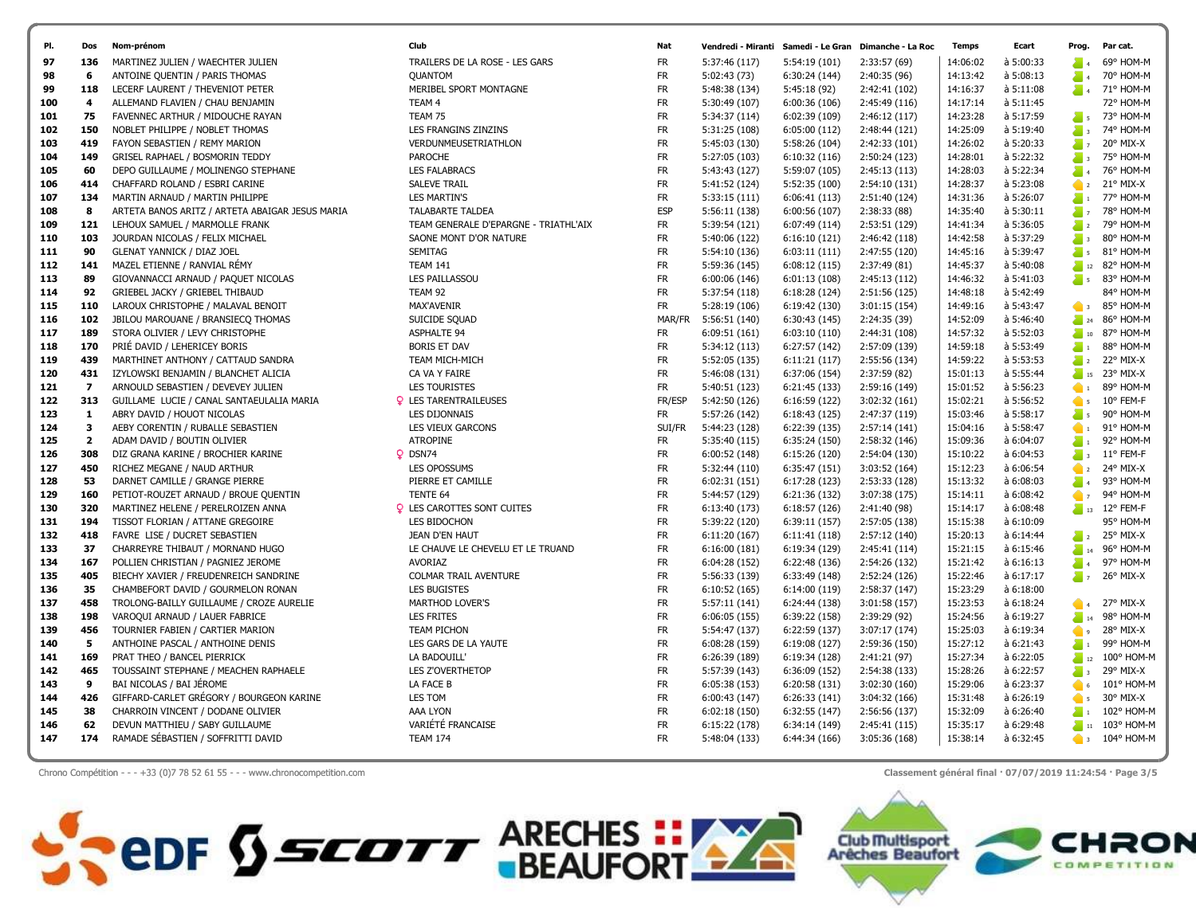| Pl. | Dos | Nom-prénom | Club | Nat | Vendredi - Miranti | Samedi - Le Gran | Dimanche - La Roc | Temps | Ecart | Prog. | Par cat. |
|---|---|---|---|---|---|---|---|---|---|---|---|
| 97 | 136 | MARTINEZ JULIEN / WAECHTER JULIEN | TRAILERS DE LA ROSE - LES GARS | FR | 5:37:46 (117) | 5:54:19 (101) | 2:33:57 (69) | 14:06:02 | à 5:00:33 | 4 | 69° HOM-M |
| 98 | 6 | ANTOINE QUENTIN / PARIS THOMAS | QUANTOM | FR | 5:02:43 (73) | 6:30:24 (144) | 2:40:35 (96) | 14:13:42 | à 5:08:13 | 4 | 70° HOM-M |
| 99 | 118 | LECERF LAURENT / THEVENIOT PETER | MERIBEL SPORT MONTAGNE | FR | 5:48:38 (134) | 5:45:18 (92) | 2:42:41 (102) | 14:16:37 | à 5:11:08 | 4 | 71° HOM-M |
| 100 | 4 | ALLEMAND FLAVIEN / CHAU BENJAMIN | TEAM 4 | FR | 5:30:49 (107) | 6:00:36 (106) | 2:45:49 (116) | 14:17:14 | à 5:11:45 | | 72° HOM-M |
| 101 | 75 | FAVENNEC ARTHUR / MIDOUCHE RAYAN | TEAM 75 | FR | 5:34:37 (114) | 6:02:39 (109) | 2:46:12 (117) | 14:23:28 | à 5:17:59 | 5 | 73° HOM-M |
| 102 | 150 | NOBLET PHILIPPE / NOBLET THOMAS | LES FRANGINS ZINZINS | FR | 5:31:25 (108) | 6:05:00 (112) | 2:48:44 (121) | 14:25:09 | à 5:19:40 | 3 | 74° HOM-M |
| 103 | 419 | FAYON SEBASTIEN / REMY MARION | VERDUNMEUSETRIATHLON | FR | 5:45:03 (130) | 5:58:26 (104) | 2:42:33 (101) | 14:26:02 | à 5:20:33 | 7 | 20° MIX-X |
| 104 | 149 | GRISEL RAPHAEL / BOSMORIN TEDDY | PAROCHE | FR | 5:27:05 (103) | 6:10:32 (116) | 2:50:24 (123) | 14:28:01 | à 5:22:32 | 3 | 75° HOM-M |
| 105 | 60 | DEPO GUILLAUME / MOLINENGO STEPHANE | LES FALABRACS | FR | 5:43:43 (127) | 5:59:07 (105) | 2:45:13 (113) | 14:28:03 | à 5:22:34 | 4 | 76° HOM-M |
| 106 | 414 | CHAFFARD ROLAND / ESBRI CARINE | SALEVE TRAIL | FR | 5:41:52 (124) | 5:52:35 (100) | 2:54:10 (131) | 14:28:37 | à 5:23:08 | 2 | 21° MIX-X |
| 107 | 134 | MARTIN ARNAUD / MARTIN PHILIPPE | LES MARTIN'S | FR | 5:33:15 (111) | 6:06:41 (113) | 2:51:40 (124) | 14:31:36 | à 5:26:07 | 1 | 77° HOM-M |
| 108 | 8 | ARTETA BANOS ARITZ / ARTETA ABAIGAR JESUS MARIA | TALABARTE TALDEA | ESP | 5:56:11 (138) | 6:00:56 (107) | 2:38:33 (88) | 14:35:40 | à 5:30:11 | 7 | 78° HOM-M |
| 109 | 121 | LEHOUX SAMUEL / MARMOLLE FRANK | TEAM GENERALE D'EPARGNE - TRIATHL'AIX | FR | 5:39:54 (121) | 6:07:49 (114) | 2:53:51 (129) | 14:41:34 | à 5:36:05 | 2 | 79° HOM-M |
| 110 | 103 | JOURDAN NICOLAS / FELIX MICHAEL | SAONE MONT D'OR NATURE | FR | 5:40:06 (122) | 6:16:10 (121) | 2:46:42 (118) | 14:42:58 | à 5:37:29 | 3 | 80° HOM-M |
| 111 | 90 | GLENAT YANNICK / DIAZ JOEL | SEMITAG | FR | 5:54:10 (136) | 6:03:11 (111) | 2:47:55 (120) | 14:45:16 | à 5:39:47 | 5 | 81° HOM-M |
| 112 | 141 | MAZEL ETIENNE / RANVIAL RÉMY | TEAM 141 | FR | 5:59:36 (145) | 6:08:12 (115) | 2:37:49 (81) | 14:45:37 | à 5:40:08 | 12 | 82° HOM-M |
| 113 | 89 | GIOVANNACCI ARNAUD / PAQUET NICOLAS | LES PAILLASSOU | FR | 6:00:06 (146) | 6:01:13 (108) | 2:45:13 (112) | 14:46:32 | à 5:41:03 | 5 | 83° HOM-M |
| 114 | 92 | GRIEBEL JACKY / GRIEBEL THIBAUD | TEAM 92 | FR | 5:37:54 (118) | 6:18:28 (124) | 2:51:56 (125) | 14:48:18 | à 5:42:49 | | 84° HOM-M |
| 115 | 110 | LAROUX CHRISTOPHE / MALAVAL BENOIT | MAX'AVENIR | FR | 5:28:19 (106) | 6:19:42 (130) | 3:01:15 (154) | 14:49:16 | à 5:43:47 | 3 | 85° HOM-M |
| 116 | 102 | JBILOU MAROUANE / BRANSIECQ THOMAS | SUICIDE SQUAD | MAR/FR | 5:56:51 (140) | 6:30:43 (145) | 2:24:35 (39) | 14:52:09 | à 5:46:40 | 24 | 86° HOM-M |
| 117 | 189 | STORA OLIVIER / LEVY CHRISTOPHE | ASPHALTE 94 | FR | 6:09:51 (161) | 6:03:10 (110) | 2:44:31 (108) | 14:57:32 | à 5:52:03 | 10 | 87° HOM-M |
| 118 | 170 | PRIÉ DAVID / LEHERICEY BORIS | BORIS ET DAV | FR | 5:34:12 (113) | 6:27:57 (142) | 2:57:09 (139) | 14:59:18 | à 5:53:49 | 1 | 88° HOM-M |
| 119 | 439 | MARTHINET ANTHONY / CATTAUD SANDRA | TEAM MICH-MICH | FR | 5:52:05 (135) | 6:11:21 (117) | 2:55:56 (134) | 14:59:22 | à 5:53:53 | 2 | 22° MIX-X |
| 120 | 431 | IZYLOWSKI BENJAMIN / BLANCHET ALICIA | CA VA Y FAIRE | FR | 5:46:08 (131) | 6:37:06 (154) | 2:37:59 (82) | 15:01:13 | à 5:55:44 | 15 | 23° MIX-X |
| 121 | 7 | ARNOULD SEBASTIEN / DEVEVEY JULIEN | LES TOURISTES | FR | 5:40:51 (123) | 6:21:45 (133) | 2:59:16 (149) | 15:01:52 | à 5:56:23 | 1 | 89° HOM-M |
| 122 | 313 | GUILLAME LUCIE / CANAL SANTAEULALIA MARIA | ♀ LES TARENTRAILEUSES | FR/ESP | 5:42:50 (126) | 6:16:59 (122) | 3:02:32 (161) | 15:02:21 | à 5:56:52 | 5 | 10° FEM-F |
| 123 | 1 | ABRY DAVID / HOUOT NICOLAS | LES DIJONNAIS | FR | 5:57:26 (142) | 6:18:43 (125) | 2:47:37 (119) | 15:03:46 | à 5:58:17 | 5 | 90° HOM-M |
| 124 | 3 | AEBY CORENTIN / RUBALLE SEBASTIEN | LES VIEUX GARCONS | SUI/FR | 5:44:23 (128) | 6:22:39 (135) | 2:57:14 (141) | 15:04:16 | à 5:58:47 | 1 | 91° HOM-M |
| 125 | 2 | ADAM DAVID / BOUTIN OLIVIER | ATROPINE | FR | 5:35:40 (115) | 6:35:24 (150) | 2:58:32 (146) | 15:09:36 | à 6:04:07 | 1 | 92° HOM-M |
| 126 | 308 | DIZ GRANA KARINE / BROCHIER KARINE | ♀ DSN74 | FR | 6:00:52 (148) | 6:15:26 (120) | 2:54:04 (130) | 15:10:22 | à 6:04:53 | 3 | 11° FEM-F |
| 127 | 450 | RICHEZ MEGANE / NAUD ARTHUR | LES OPOSSUMS | FR | 5:32:44 (110) | 6:35:47 (151) | 3:03:52 (164) | 15:12:23 | à 6:06:54 | 2 | 24° MIX-X |
| 128 | 53 | DARNET CAMILLE / GRANGE PIERRE | PIERRE ET CAMILLE | FR | 6:02:31 (151) | 6:17:28 (123) | 2:53:33 (128) | 15:13:32 | à 6:08:03 | 4 | 93° HOM-M |
| 129 | 160 | PETIOT-ROUZET ARNAUD / BROUE QUENTIN | TENTE 64 | FR | 5:44:57 (129) | 6:21:36 (132) | 3:07:38 (175) | 15:14:11 | à 6:08:42 | 7 | 94° HOM-M |
| 130 | 320 | MARTINEZ HELENE / PERELROIZEN ANNA | ♀ LES CAROTTES SONT CUITES | FR | 6:13:40 (173) | 6:18:57 (126) | 2:41:40 (98) | 15:14:17 | à 6:08:48 | 13 | 12° FEM-F |
| 131 | 194 | TISSOT FLORIAN / ATTANE GREGOIRE | LES BIDOCHON | FR | 5:39:22 (120) | 6:39:11 (157) | 2:57:05 (138) | 15:15:38 | à 6:10:09 | | 95° HOM-M |
| 132 | 418 | FAVRE LISE / DUCRET SEBASTIEN | JEAN D'EN HAUT | FR | 6:11:20 (167) | 6:11:41 (118) | 2:57:12 (140) | 15:20:13 | à 6:14:44 | 2 | 25° MIX-X |
| 133 | 37 | CHARREYRE THIBAUT / MORNAND HUGO | LE CHAUVE LE CHEVELU ET LE TRUAND | FR | 6:16:00 (181) | 6:19:34 (129) | 2:45:41 (114) | 15:21:15 | à 6:15:46 | 14 | 96° HOM-M |
| 134 | 167 | POLLIEN CHRISTIAN / PAGNIEZ JEROME | AVORIAZ | FR | 6:04:28 (152) | 6:22:48 (136) | 2:54:26 (132) | 15:21:42 | à 6:16:13 | 4 | 97° HOM-M |
| 135 | 405 | BIECHY XAVIER / FREUDENREICH SANDRINE | COLMAR TRAIL AVENTURE | FR | 5:56:33 (139) | 6:33:49 (148) | 2:52:24 (126) | 15:22:46 | à 6:17:17 | 7 | 26° MIX-X |
| 136 | 35 | CHAMBEFORT DAVID / GOURMELON RONAN | LES BUGISTES | FR | 6:10:52 (165) | 6:14:00 (119) | 2:58:37 (147) | 15:23:29 | à 6:18:00 | | |
| 137 | 458 | TROLONG-BAILLY GUILLAUME / CROZE AURELIE | MARTHOD LOVER'S | FR | 5:57:11 (141) | 6:24:44 (138) | 3:01:58 (157) | 15:23:53 | à 6:18:24 | 4 | 27° MIX-X |
| 138 | 198 | VAROQUI ARNAUD / LAUER FABRICE | LES FRITES | FR | 6:06:05 (155) | 6:39:22 (158) | 2:39:29 (92) | 15:24:56 | à 6:19:27 | 14 | 98° HOM-M |
| 139 | 456 | TOURNIER FABIEN / CARTIER MARION | TEAM PICHON | FR | 5:54:47 (137) | 6:22:59 (137) | 3:07:17 (174) | 15:25:03 | à 6:19:34 | 9 | 28° MIX-X |
| 140 | 5 | ANTHOINE PASCAL / ANTHOINE DENIS | LES GARS DE LA YAUTE | FR | 6:08:28 (159) | 6:19:08 (127) | 2:59:36 (150) | 15:27:12 | à 6:21:43 | 1 | 99° HOM-M |
| 141 | 169 | PRAT THEO / BANCEL PIERRICK | LA BADOUILL' | FR | 6:26:39 (189) | 6:19:34 (128) | 2:41:21 (97) | 15:27:34 | à 6:22:05 | 12 | 100° HOM-M |
| 142 | 465 | TOUSSAINT STEPHANE / MEACHEN RAPHAELE | LES Z'OVERTHETOP | FR | 5:57:39 (143) | 6:36:09 (152) | 2:54:38 (133) | 15:28:26 | à 6:22:57 | 3 | 29° MIX-X |
| 143 | 9 | BAI NICOLAS / BAI JÉROME | LA FACE B | FR | 6:05:38 (153) | 6:20:58 (131) | 3:02:30 (160) | 15:29:06 | à 6:23:37 | 6 | 101° HOM-M |
| 144 | 426 | GIFFARD-CARLET GRÉGORY / BOURGEON KARINE | LES TOM | FR | 6:00:43 (147) | 6:26:33 (141) | 3:04:32 (166) | 15:31:48 | à 6:26:19 | 5 | 30° MIX-X |
| 145 | 38 | CHARROIN VINCENT / DODANE OLIVIER | AAA LYON | FR | 6:02:18 (150) | 6:32:55 (147) | 2:56:56 (137) | 15:32:09 | à 6:26:40 | 1 | 102° HOM-M |
| 146 | 62 | DEVUN MATTHIEU / SABY GUILLAUME | VARIÉTÉ FRANCAISE | FR | 6:15:22 (178) | 6:34:14 (149) | 2:45:41 (115) | 15:35:17 | à 6:29:48 | 11 | 103° HOM-M |
| 147 | 174 | RAMADE SÉBASTIEN / SOFFRITTI DAVID | TEAM 174 | FR | 5:48:04 (133) | 6:44:34 (166) | 3:05:36 (168) | 15:38:14 | à 6:32:45 | 3 | 104° HOM-M |

Chrono Compétition - - - +33 (0)7 78 52 61 55 - - - www.chronocompetition.com

Classement général final · 07/07/2019 11:24:54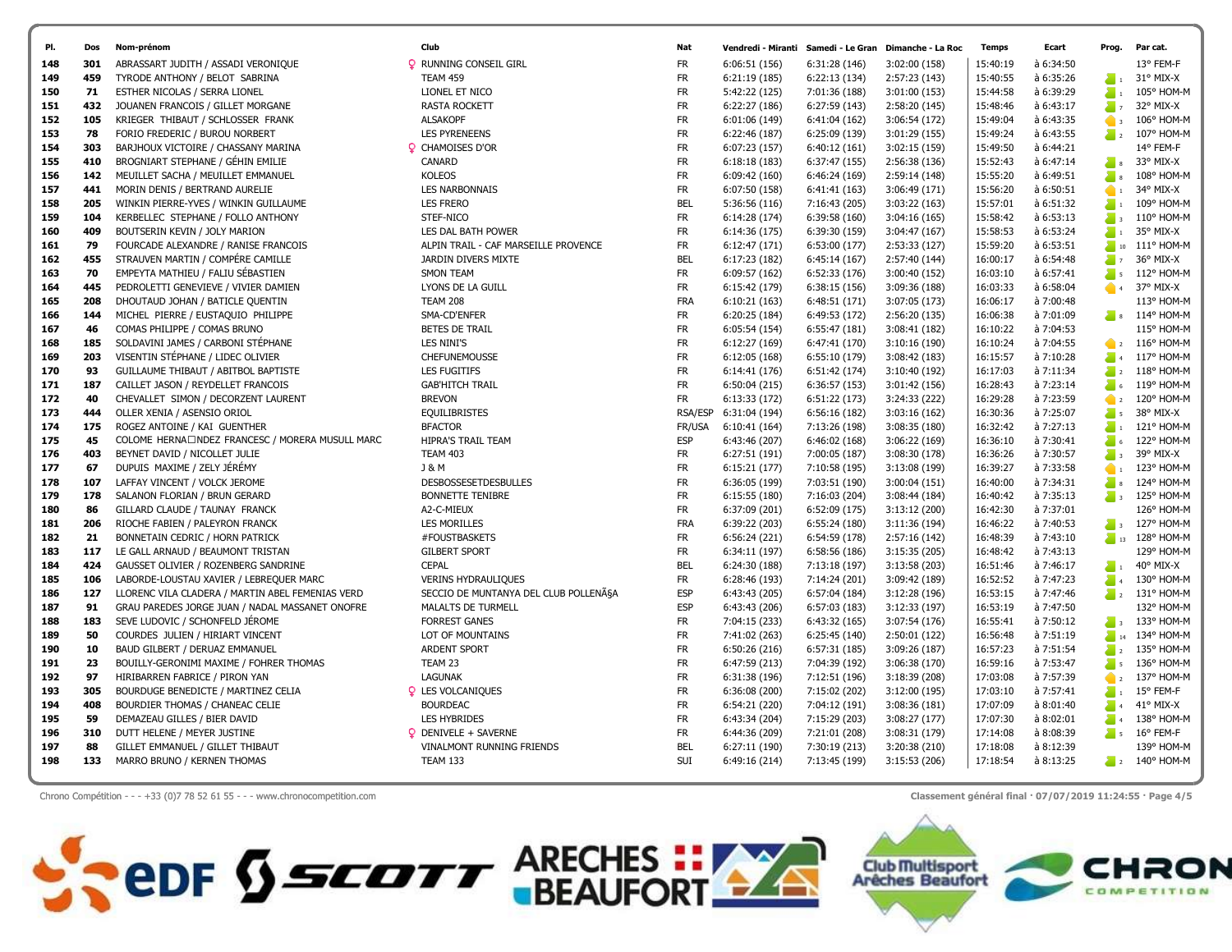| Pl. | Dos | Nom-prénom | Club | Nat | Vendredi - Miranti | Samedi - Le Gran | Dimanche - La Roc | Temps | Ecart | Prog. | Par cat. |
|---|---|---|---|---|---|---|---|---|---|---|---|
| 148 | 301 | ABRASSART JUDITH / ASSADI VERONIQUE | ♀ RUNNING CONSEIL GIRL | FR | 6:06:51 (156) | 6:31:28 (146) | 3:02:00 (158) | 15:40:19 | à 6:34:50 | | 13° FEM-F |
| 149 | 459 | TYRODE ANTHONY / BELOT SABRINA | TEAM 459 | FR | 6:21:19 (185) | 6:22:13 (134) | 2:57:23 (143) | 15:40:55 | à 6:35:26 | 1 | 31° MIX-X |
| 150 | 71 | ESTHER NICOLAS / SERRA LIONEL | LIONEL ET NICO | FR | 5:42:22 (125) | 7:01:36 (188) | 3:01:00 (153) | 15:44:58 | à 6:39:29 | 1 | 105° HOM-M |
| 151 | 432 | JOUANEN FRANCOIS / GILLET MORGANE | RASTA ROCKETT | FR | 6:22:27 (186) | 6:27:59 (143) | 2:58:20 (145) | 15:48:46 | à 6:43:17 | 7 | 32° MIX-X |
| 152 | 105 | KRIEGER THIBAUT / SCHLOSSER FRANK | ALSAKOPF | FR | 6:01:06 (149) | 6:41:04 (162) | 3:06:54 (172) | 15:49:04 | à 6:43:35 | 3 | 106° HOM-M |
| 153 | 78 | FORIO FREDERIC / BUROU NORBERT | LES PYRENEENS | FR | 6:22:46 (187) | 6:25:09 (139) | 3:01:29 (155) | 15:49:24 | à 6:43:55 | 2 | 107° HOM-M |
| 154 | 303 | BARJHOUX VICTOIRE / CHASSANY MARINA | ♀ CHAMOISES D'OR | FR | 6:07:23 (157) | 6:40:12 (161) | 3:02:15 (159) | 15:49:50 | à 6:44:21 | | 14° FEM-F |
| 155 | 410 | BROGNIART STEPHANE / GÉHIN EMILIE | CANARD | FR | 6:18:18 (183) | 6:37:47 (155) | 2:56:38 (136) | 15:52:43 | à 6:47:14 | 8 | 33° MIX-X |
| 156 | 142 | MEUILLET SACHA / MEUILLET EMMANUEL | KOLEOS | FR | 6:09:42 (160) | 6:46:24 (169) | 2:59:14 (148) | 15:55:20 | à 6:49:51 | 8 | 108° HOM-M |
| 157 | 441 | MORIN DENIS / BERTRAND AURELIE | LES NARBONNAIS | FR | 6:07:50 (158) | 6:41:41 (163) | 3:06:49 (171) | 15:56:20 | à 6:50:51 | 1 | 34° MIX-X |
| 158 | 205 | WINKIN PIERRE-YVES / WINKIN GUILLAUME | LES FRERO | BEL | 5:36:56 (116) | 7:16:43 (205) | 3:03:22 (163) | 15:57:01 | à 6:51:32 | 1 | 109° HOM-M |
| 159 | 104 | KERBELLEC STEPHANE / FOLLO ANTHONY | STEF-NICO | FR | 6:14:28 (174) | 6:39:58 (160) | 3:04:16 (165) | 15:58:42 | à 6:53:13 | 3 | 110° HOM-M |
| 160 | 409 | BOUTSERIN KEVIN / JOLY MARION | LES DAL BATH POWER | FR | 6:14:36 (175) | 6:39:30 (159) | 3:04:47 (167) | 15:58:53 | à 6:53:24 | 1 | 35° MIX-X |
| 161 | 79 | FOURCADE ALEXANDRE / RANISE FRANCOIS | ALPIN TRAIL - CAF MARSEILLE PROVENCE | FR | 6:12:47 (171) | 6:53:00 (177) | 2:53:33 (127) | 15:59:20 | à 6:53:51 | 10 | 111° HOM-M |
| 162 | 455 | STRAUVEN MARTIN / COMPÉRE CAMILLE | JARDIN DIVERS MIXTE | BEL | 6:17:23 (182) | 6:45:14 (167) | 2:57:40 (144) | 16:00:17 | à 6:54:48 | 7 | 36° MIX-X |
| 163 | 70 | EMPEYTA MATHIEU / FALIU SÉBASTIEN | SMON TEAM | FR | 6:09:57 (162) | 6:52:33 (176) | 3:00:40 (152) | 16:03:10 | à 6:57:41 | 5 | 112° HOM-M |
| 164 | 445 | PEDROLETTI GENEVIEVE / VIDIER DAMIEN | LYONS DE LA GUILL | FR | 6:15:42 (179) | 6:38:15 (156) | 3:09:36 (188) | 16:03:33 | à 6:58:04 | 4 | 37° MIX-X |
| 165 | 208 | DHOUTAUD JOHAN / BATICLE QUENTIN | TEAM 208 | FRA | 6:10:21 (163) | 6:48:51 (171) | 3:07:05 (173) | 16:06:17 | à 7:00:48 | | 113° HOM-M |
| 166 | 144 | MICHEL PIERRE / EUSTAQUIO PHILIPPE | SMA-CD'ENFER | FR | 6:20:25 (184) | 6:49:53 (172) | 2:56:20 (135) | 16:06:38 | à 7:01:09 | 8 | 114° HOM-M |
| 167 | 46 | COMAS PHILIPPE / COMAS BRUNO | BETES DE TRAIL | FR | 6:05:54 (154) | 6:55:47 (181) | 3:08:41 (182) | 16:10:22 | à 7:04:53 | | 115° HOM-M |
| 168 | 185 | SOLDAVINI JAMES / CARBONI STÉPHANE | LES NINI'S | FR | 6:12:27 (169) | 6:47:41 (170) | 3:10:16 (190) | 16:10:24 | à 7:04:55 | 2 | 116° HOM-M |
| 169 | 203 | VISENTIN STÉPHANE / LIDEC OLIVIER | CHEFUNEMOUSSE | FR | 6:12:05 (168) | 6:55:10 (179) | 3:08:42 (183) | 16:15:57 | à 7:10:28 | 4 | 117° HOM-M |
| 170 | 93 | GUILLAUME THIBAUT / ABITBOL BAPTISTE | LES FUGITIFS | FR | 6:14:41 (176) | 6:51:42 (174) | 3:10:40 (192) | 16:17:03 | à 7:11:34 | 2 | 118° HOM-M |
| 171 | 187 | CAILLET JASON / REYDELLET FRANCOIS | GAB'HITCH TRAIL | FR | 6:50:04 (215) | 6:36:57 (153) | 3:01:42 (156) | 16:28:43 | à 7:23:14 | 6 | 119° HOM-M |
| 172 | 40 | CHEVALLET SIMON / DECORZENT LAURENT | BREVON | FR | 6:13:33 (172) | 6:51:22 (173) | 3:24:33 (222) | 16:29:28 | à 7:23:59 | 2 | 120° HOM-M |
| 173 | 444 | OLLER XENIA / ASENSIO ORIOL | EQUILIBRISTES | RSA/ESP | 6:31:04 (194) | 6:56:16 (182) | 3:03:16 (162) | 16:30:36 | à 7:25:07 | 5 | 38° MIX-X |
| 174 | 175 | ROGEZ ANTOINE / KAI GUENTHER | BFACTOR | FR/USA | 6:10:41 (164) | 7:13:26 (198) | 3:08:35 (180) | 16:32:42 | à 7:27:13 | 1 | 121° HOM-M |
| 175 | 45 | COLOME HERNA□NDEZ FRANCESC / MORERA MUSULL MARC | HIPRA'S TRAIL TEAM | ESP | 6:43:46 (207) | 6:46:02 (168) | 3:06:22 (169) | 16:36:10 | à 7:30:41 | 6 | 122° HOM-M |
| 176 | 403 | BEYNET DAVID / NICOLLET JULIE | TEAM 403 | FR | 6:27:51 (191) | 7:00:05 (187) | 3:08:30 (178) | 16:36:26 | à 7:30:57 | 3 | 39° MIX-X |
| 177 | 67 | DUPUIS MAXIME / ZELY JÉRÉMY | J & M | FR | 6:15:21 (177) | 7:10:58 (195) | 3:13:08 (199) | 16:39:27 | à 7:33:58 | 1 | 123° HOM-M |
| 178 | 107 | LAFFAY VINCENT / VOLCK JEROME | DESBOSSESETDESBULLES | FR | 6:36:05 (199) | 7:03:51 (190) | 3:00:04 (151) | 16:40:00 | à 7:34:31 | 8 | 124° HOM-M |
| 179 | 178 | SALANON FLORIAN / BRUN GERARD | BONNETTE TENIBRE | FR | 6:15:55 (180) | 7:16:03 (204) | 3:08:44 (184) | 16:40:42 | à 7:35:13 | 3 | 125° HOM-M |
| 180 | 86 | GILLARD CLAUDE / TAUNAY FRANCK | A2-C-MIEUX | FR | 6:37:09 (201) | 6:52:09 (175) | 3:13:12 (200) | 16:42:30 | à 7:37:01 | | 126° HOM-M |
| 181 | 206 | RIOCHE FABIEN / PALEYRON FRANCK | LES MORILLES | FRA | 6:39:22 (203) | 6:55:24 (180) | 3:11:36 (194) | 16:46:22 | à 7:40:53 | 3 | 127° HOM-M |
| 182 | 21 | BONNETAIN CEDRIC / HORN PATRICK | #FOUSTBASKETS | FR | 6:56:24 (221) | 6:54:59 (178) | 2:57:16 (142) | 16:48:39 | à 7:43:10 | 13 | 128° HOM-M |
| 183 | 117 | LE GALL ARNAUD / BEAUMONT TRISTAN | GILBERT SPORT | FR | 6:34:11 (197) | 6:58:56 (186) | 3:15:35 (205) | 16:48:42 | à 7:43:13 | | 129° HOM-M |
| 184 | 424 | GAUSSET OLIVIER / ROZENBERG SANDRINE | CEPAL | BEL | 6:24:30 (188) | 7:13:18 (197) | 3:13:58 (203) | 16:51:46 | à 7:46:17 | 1 | 40° MIX-X |
| 185 | 106 | LABORDE-LOUSTAU XAVIER / LEBREQUER MARC | VERINS HYDRAULIQUES | FR | 6:28:46 (193) | 7:14:24 (201) | 3:09:42 (189) | 16:52:52 | à 7:47:23 | 4 | 130° HOM-M |
| 186 | 127 | LLORENC VILA CLADERA / MARTIN ABEL FEMENIAS VERD | SECCIO DE MUNTANYA DEL CLUB POLLENÃ§A | ESP | 6:43:43 (205) | 6:57:04 (184) | 3:12:28 (196) | 16:53:15 | à 7:47:46 | 2 | 131° HOM-M |
| 187 | 91 | GRAU PAREDES JORGE JUAN / NADAL MASSANET ONOFRE | MALALTS DE TURMELL | ESP | 6:43:43 (206) | 6:57:03 (183) | 3:12:33 (197) | 16:53:19 | à 7:47:50 | | 132° HOM-M |
| 188 | 183 | SEVE LUDOVIC / SCHONFELD JÉROME | FORREST GANES | FR | 7:04:15 (233) | 6:43:32 (165) | 3:07:54 (176) | 16:55:41 | à 7:50:12 | 3 | 133° HOM-M |
| 189 | 50 | COURDES JULIEN / HIRIART VINCENT | LOT OF MOUNTAINS | FR | 7:41:02 (263) | 6:25:45 (140) | 2:50:01 (122) | 16:56:48 | à 7:51:19 | 14 | 134° HOM-M |
| 190 | 10 | BAUD GILBERT / DERUAZ EMMANUEL | ARDENT SPORT | FR | 6:50:26 (216) | 6:57:31 (185) | 3:09:26 (187) | 16:57:23 | à 7:51:54 | 2 | 135° HOM-M |
| 191 | 23 | BOUILLY-GERONIMI MAXIME / FOHRER THOMAS | TEAM 23 | FR | 6:47:59 (213) | 7:04:39 (192) | 3:06:38 (170) | 16:59:16 | à 7:53:47 | 5 | 136° HOM-M |
| 192 | 97 | HIRIBARREN FABRICE / PIRON YAN | LAGUNAK | FR | 6:31:38 (196) | 7:12:51 (196) | 3:18:39 (208) | 17:03:08 | à 7:57:39 | 2 | 137° HOM-M |
| 193 | 305 | BOURDUGE BENEDICTE / MARTINEZ CELIA | ♀ LES VOLCANIQUES | FR | 6:36:08 (200) | 7:15:02 (202) | 3:12:00 (195) | 17:03:10 | à 7:57:41 | 1 | 15° FEM-F |
| 194 | 408 | BOURDIER THOMAS / CHANEAC CELIE | BOURDEAC | FR | 6:54:21 (220) | 7:04:12 (191) | 3:08:36 (181) | 17:07:09 | à 8:01:40 | 4 | 41° MIX-X |
| 195 | 59 | DEMAZEAU GILLES / BIER DAVID | LES HYBRIDES | FR | 6:43:34 (204) | 7:15:29 (203) | 3:08:27 (177) | 17:07:30 | à 8:02:01 | 4 | 138° HOM-M |
| 196 | 310 | DUTT HELENE / MEYER JUSTINE | ♀ DENIVELE + SAVERNE | FR | 6:44:36 (209) | 7:21:01 (208) | 3:08:31 (179) | 17:14:08 | à 8:08:39 | 5 | 16° FEM-F |
| 197 | 88 | GILLET EMMANUEL / GILLET THIBAUT | VINALMONT RUNNING FRIENDS | BEL | 6:27:11 (190) | 7:30:19 (213) | 3:20:38 (210) | 17:18:08 | à 8:12:39 | | 139° HOM-M |
| 198 | 133 | MARRO BRUNO / KERNEN THOMAS | TEAM 133 | SUI | 6:49:16 (214) | 7:13:45 (199) | 3:15:53 (206) | 17:18:54 | à 8:13:25 | 2 | 140° HOM-M |

Chrono Compétition - - - +33 (0)7 78 52 61 55 - - - www.chronocompetition.com

Classement général final · 07/07/2019 11:24:55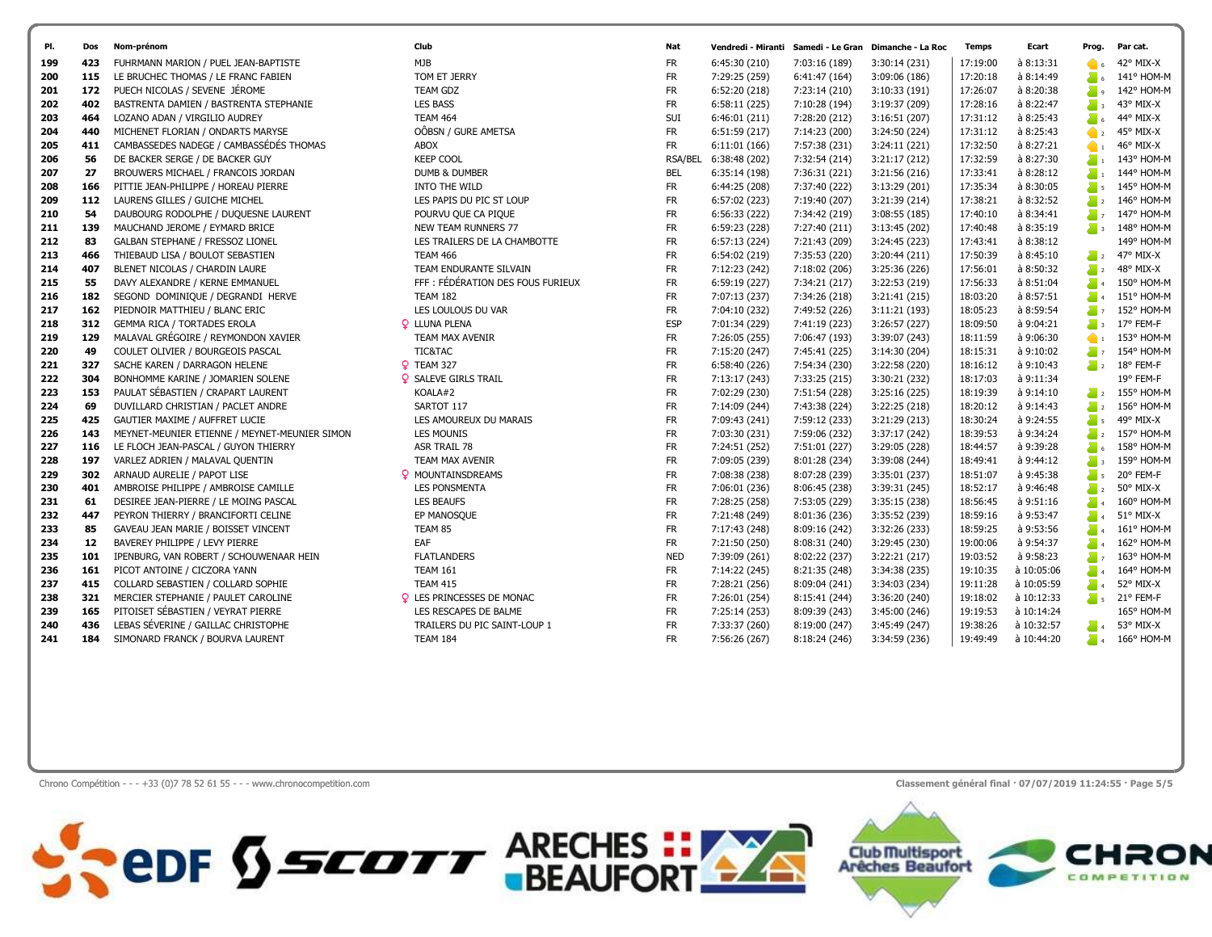| Pl. | Dos | Nom-prénom | Club | Nat | Vendredi - Miranti | Samedi - Le Gran | Dimanche - La Roc | Temps | Ecart | Prog. | Par cat. |
|---|---|---|---|---|---|---|---|---|---|---|---|
| 199 | 423 | FUHRMANN MARION / PUEL JEAN-BAPTISTE | MJB | FR | 6:45:30 (210) | 7:03:16 (189) | 3:30:14 (231) | 17:19:00 | à 8:13:31 | 6 | 42° MIX-X |
| 200 | 115 | LE BRUCHEC THOMAS / LE FRANC FABIEN | TOM ET JERRY | FR | 7:29:25 (259) | 6:41:47 (164) | 3:09:06 (186) | 17:20:18 | à 8:14:49 | 6 | 141° HOM-M |
| 201 | 172 | PUECH NICOLAS / SEVENE JÉROME | TEAM GDZ | FR | 6:52:20 (218) | 7:23:14 (210) | 3:10:33 (191) | 17:26:07 | à 8:20:38 | 9 | 142° HOM-M |
| 202 | 402 | BASTRENTA DAMIEN / BASTRENTA STEPHANIE | LES BASS | FR | 6:58:11 (225) | 7:10:28 (194) | 3:19:37 (209) | 17:28:16 | à 8:22:47 | 3 | 43° MIX-X |
| 203 | 464 | LOZANO ADAN / VIRGILIO AUDREY | TEAM 464 | SUI | 6:46:01 (211) | 7:28:20 (212) | 3:16:51 (207) | 17:31:12 | à 8:25:43 | 6 | 44° MIX-X |
| 204 | 440 | MICHENET FLORIAN / ONDARTS MARYSE | OÔBSN / GURE AMETSA | FR | 6:51:59 (217) | 7:14:23 (200) | 3:24:50 (224) | 17:31:12 | à 8:25:43 | 2 | 45° MIX-X |
| 205 | 411 | CAMBASSEDES NADEGE / CAMBASSÉDÉS THOMAS | ABOX | FR | 6:11:01 (166) | 7:57:38 (231) | 3:24:11 (221) | 17:32:50 | à 8:27:21 | 1 | 46° MIX-X |
| 206 | 56 | DE BACKER SERGE / DE BACKER GUY | KEEP COOL | RSA/BEL | 6:38:48 (202) | 7:32:54 (214) | 3:21:17 (212) | 17:32:59 | à 8:27:30 | 1 | 143° HOM-M |
| 207 | 27 | BROUWERS MICHAEL / FRANCOIS JORDAN | DUMB & DUMBER | BEL | 6:35:14 (198) | 7:36:31 (221) | 3:21:56 (216) | 17:33:41 | à 8:28:12 | 1 | 144° HOM-M |
| 208 | 166 | PITTIE JEAN-PHILIPPE / HOREAU PIERRE | INTO THE WILD | FR | 6:44:25 (208) | 7:37:40 (222) | 3:13:29 (201) | 17:35:34 | à 8:30:05 | 5 | 145° HOM-M |
| 209 | 112 | LAURENS GILLES / GUICHE MICHEL | LES PAPIS DU PIC ST LOUP | FR | 6:57:02 (223) | 7:19:40 (207) | 3:21:39 (214) | 17:38:21 | à 8:32:52 | 2 | 146° HOM-M |
| 210 | 54 | DAUBOURG RODOLPHE / DUQUESNE LAURENT | POURVU QUE CA PIQUE | FR | 6:56:33 (222) | 7:34:42 (219) | 3:08:55 (185) | 17:40:10 | à 8:34:41 | 7 | 147° HOM-M |
| 211 | 139 | MAUCHAND JEROME / EYMARD BRICE | NEW TEAM RUNNERS 77 | FR | 6:59:23 (228) | 7:27:40 (211) | 3:13:45 (202) | 17:40:48 | à 8:35:19 | 3 | 148° HOM-M |
| 212 | 83 | GALBAN STEPHANE / FRESSOZ LIONEL | LES TRAILERS DE LA CHAMBOTTE | FR | 6:57:13 (224) | 7:21:43 (209) | 3:24:45 (223) | 17:43:41 | à 8:38:12 | | 149° HOM-M |
| 213 | 466 | THIEBAUD LISA / BOULOT SEBASTIEN | TEAM 466 | FR | 6:54:02 (219) | 7:35:53 (220) | 3:20:44 (211) | 17:50:39 | à 8:45:10 | 2 | 47° MIX-X |
| 214 | 407 | BLENET NICOLAS / CHARDIN LAURE | TEAM ENDURANTE SILVAIN | FR | 7:12:23 (242) | 7:18:02 (206) | 3:25:36 (226) | 17:56:01 | à 8:50:32 | 2 | 48° MIX-X |
| 215 | 55 | DAVY ALEXANDRE / KERNE EMMANUEL | FFF : FÉDÉRATION DES FOUS FURIEUX | FR | 6:59:19 (227) | 7:34:21 (217) | 3:22:53 (219) | 17:56:33 | à 8:51:04 | 4 | 150° HOM-M |
| 216 | 182 | SEGOND DOMINIQUE / DEGRANDI HERVE | TEAM 182 | FR | 7:07:13 (237) | 7:34:26 (218) | 3:21:41 (215) | 18:03:20 | à 8:57:51 | 4 | 151° HOM-M |
| 217 | 162 | PIEDNOIR MATTHIEU / BLANC ERIC | LES LOULOUS DU VAR | FR | 7:04:10 (232) | 7:49:52 (226) | 3:11:21 (193) | 18:05:23 | à 8:59:54 | 7 | 152° HOM-M |
| 218 | 312 | GEMMA RICA / TORTADES EROLA | ♀ LLUNA PLENA | ESP | 7:01:34 (229) | 7:41:19 (223) | 3:26:57 (227) | 18:09:50 | à 9:04:21 | 3 | 17° FEM-F |
| 219 | 129 | MALAVAL GRÉGOIRE / REYMONDON XAVIER | TEAM MAX AVENIR | FR | 7:26:05 (255) | 7:06:47 (193) | 3:39:07 (243) | 18:11:59 | à 9:06:30 | 1 | 153° HOM-M |
| 220 | 49 | COULET OLIVIER / BOURGEOIS PASCAL | TIC&TAC | FR | 7:15:20 (247) | 7:45:41 (225) | 3:14:30 (204) | 18:15:31 | à 9:10:02 | 7 | 154° HOM-M |
| 221 | 327 | SACHE KAREN / DARRAGON HELENE | ♀ TEAM 327 | FR | 6:58:40 (226) | 7:54:34 (230) | 3:22:58 (220) | 18:16:12 | à 9:10:43 | 2 | 18° FEM-F |
| 222 | 304 | BONHOMME KARINE / JOMARIEN SOLENE | ♀ SALEVE GIRLS TRAIL | FR | 7:13:17 (243) | 7:33:25 (215) | 3:30:21 (232) | 18:17:03 | à 9:11:34 | | 19° FEM-F |
| 223 | 153 | PAULAT SÉBASTIEN / CRAPART LAURENT | KOALA#2 | FR | 7:02:29 (230) | 7:51:54 (228) | 3:25:16 (225) | 18:19:39 | à 9:14:10 | 2 | 155° HOM-M |
| 224 | 69 | DUVILLARD CHRISTIAN / PACLET ANDRE | SARTOT 117 | FR | 7:14:09 (244) | 7:43:38 (224) | 3:22:25 (218) | 18:20:12 | à 9:14:43 | 2 | 156° HOM-M |
| 225 | 425 | GAUTIER MAXIME / AUFFRET LUCIE | LES AMOUREUX DU MARAIS | FR | 7:09:43 (241) | 7:59:12 (233) | 3:21:29 (213) | 18:30:24 | à 9:24:55 | 5 | 49° MIX-X |
| 226 | 143 | MEYNET-MEUNIER ETIENNE / MEYNET-MEUNIER SIMON | LES MOUNIS | FR | 7:03:30 (231) | 7:59:06 (232) | 3:37:17 (242) | 18:39:53 | à 9:34:24 | 2 | 157° HOM-M |
| 227 | 116 | LE FLOCH JEAN-PASCAL / GUYON THIERRY | ASR TRAIL 78 | FR | 7:24:51 (252) | 7:51:01 (227) | 3:29:05 (228) | 18:44:57 | à 9:39:28 | 6 | 158° HOM-M |
| 228 | 197 | VARLEZ ADRIEN / MALAVAL QUENTIN | TEAM MAX AVENIR | FR | 7:09:05 (239) | 8:01:28 (234) | 3:39:08 (244) | 18:49:41 | à 9:44:12 | 3 | 159° HOM-M |
| 229 | 302 | ARNAUD AURELIE / PAPOT LISE | ♀ MOUNTAINSDREAMS | FR | 7:08:38 (238) | 8:07:28 (239) | 3:35:01 (237) | 18:51:07 | à 9:45:38 | 5 | 20° FEM-F |
| 230 | 401 | AMBROISE PHILIPPE / AMBROISE CAMILLE | LES PONSMENTA | FR | 7:06:01 (236) | 8:06:45 (238) | 3:39:31 (245) | 18:52:17 | à 9:46:48 | 2 | 50° MIX-X |
| 231 | 61 | DESIREE JEAN-PIERRE / LE MOING PASCAL | LES BEAUFS | FR | 7:28:25 (258) | 7:53:05 (229) | 3:35:15 (238) | 18:56:45 | à 9:51:16 | 4 | 160° HOM-M |
| 232 | 447 | PEYRON THIERRY / BRANCIFORTI CELINE | EP MANOSQUE | FR | 7:21:48 (249) | 8:01:36 (236) | 3:35:52 (239) | 18:59:16 | à 9:53:47 | 4 | 51° MIX-X |
| 233 | 85 | GAVEAU JEAN MARIE / BOISSET VINCENT | TEAM 85 | FR | 7:17:43 (248) | 8:09:16 (242) | 3:32:26 (233) | 18:59:25 | à 9:53:56 | 4 | 161° HOM-M |
| 234 | 12 | BAVEREY PHILIPPE / LEVY PIERRE | EAF | FR | 7:21:50 (250) | 8:08:31 (240) | 3:29:45 (230) | 19:00:06 | à 9:54:37 | 4 | 162° HOM-M |
| 235 | 101 | IPENBURG, VAN ROBERT / SCHOUWENAAR HEIN | FLATLANDERS | NED | 7:39:09 (261) | 8:02:22 (237) | 3:22:21 (217) | 19:03:52 | à 9:58:23 | 7 | 163° HOM-M |
| 236 | 161 | PICOT ANTOINE / CICZORA YANN | TEAM 161 | FR | 7:14:22 (245) | 8:21:35 (248) | 3:34:38 (235) | 19:10:35 | à 10:05:06 | 4 | 164° HOM-M |
| 237 | 415 | COLLARD SEBASTIEN / COLLARD SOPHIE | TEAM 415 | FR | 7:28:21 (256) | 8:09:04 (241) | 3:34:03 (234) | 19:11:28 | à 10:05:59 | 4 | 52° MIX-X |
| 238 | 321 | MERCIER STEPHANIE / PAULET CAROLINE | ♀ LES PRINCESSES DE MONAC | FR | 7:26:01 (254) | 8:15:41 (244) | 3:36:20 (240) | 19:18:02 | à 10:12:33 | 5 | 21° FEM-F |
| 239 | 165 | PITOISET SÉBASTIEN / VEYRAT PIERRE | LES RESCAPES DE BALME | FR | 7:25:14 (253) | 8:09:39 (243) | 3:45:00 (246) | 19:19:53 | à 10:14:24 | | 165° HOM-M |
| 240 | 436 | LEBAS SÉVERINE / GAILLAC CHRISTOPHE | TRAILERS DU PIC SAINT-LOUP 1 | FR | 7:33:37 (260) | 8:19:00 (247) | 3:45:49 (247) | 19:38:26 | à 10:32:57 | 4 | 53° MIX-X |
| 241 | 184 | SIMONARD FRANCK / BOURVA LAURENT | TEAM 184 | FR | 7:56:26 (267) | 8:18:24 (246) | 3:34:59 (236) | 19:49:49 | à 10:44:20 | 4 | 166° HOM-M |

Chrono Compétition - - - +33 (0)7 78 52 61 55 - - - www.chronocompetition.com

Classement général final · 07/07/2019 11:24:55